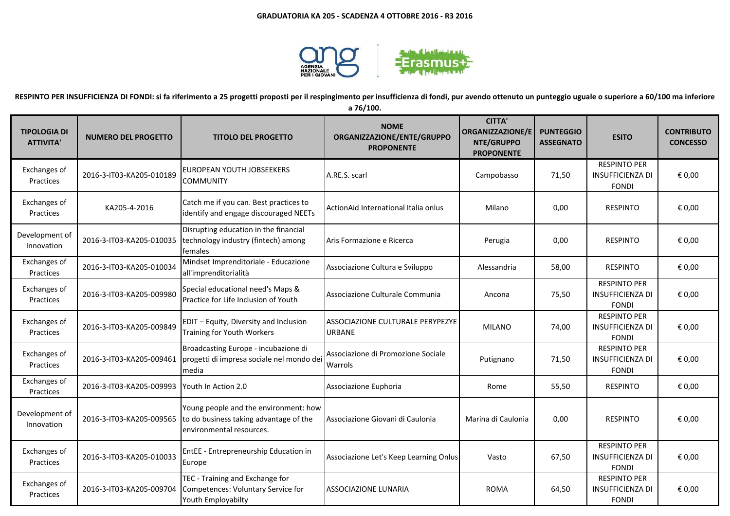# GRADUATORIA KA 205 - SCADENZA 4 OTTOBRE 2016 - R3 2016

**RESPINTO PER INSUFFICIENZA DI FONDI: si fa riferimento a 25 progetti proposti per il respingimento per insufficienza di fondi, pur avendo ottenuto un punteggio uguale o superiore a 60/100 ma inferiore a 76/100.**

| TIPOLOGIA DI ATTIVITA' | NUMERO DEL PROGETTO | TITOLO DEL PROGETTO | NOME ORGANIZZAZIONE/ENTE/GRUPPO PROPONENTE | CITTA' ORGANIZZAZIONE/ENTE/GRUPPO PROPONENTE | PUNTEGGIO ASSEGNATO | ESITO | CONTRIBUTO CONCESSO |
|---|---|---|---|---|---|---|---|
| Exchanges of Practices | 2016-3-IT03-KA205-010189 | EUROPEAN YOUTH JOBSEEKERS COMMUNITY | A.RE.S. scarl | Campobasso | 71,50 | RESPINTO PER INSUFFICIENZA DI FONDI | € 0,00 |
| Exchanges of Practices | KA205-4-2016 | Catch me if you can. Best practices to identify and engage discouraged NEETs | ActionAid International Italia onlus | Milano | 0,00 | RESPINTO | € 0,00 |
| Development of Innovation | 2016-3-IT03-KA205-010035 | Disrupting education in the financial technology industry (fintech) among females | Aris Formazione e Ricerca | Perugia | 0,00 | RESPINTO | € 0,00 |
| Exchanges of Practices | 2016-3-IT03-KA205-010034 | Mindset Imprenditoriale - Educazione all'imprenditorialità | Associazione Cultura e Sviluppo | Alessandria | 58,00 | RESPINTO | € 0,00 |
| Exchanges of Practices | 2016-3-IT03-KA205-009980 | Special educational need's Maps & Practice for Life Inclusion of Youth | Associazione Culturale Communia | Ancona | 75,50 | RESPINTO PER INSUFFICIENZA DI FONDI | € 0,00 |
| Exchanges of Practices | 2016-3-IT03-KA205-009849 | EDIT – Equity, Diversity and Inclusion Training for Youth Workers | ASSOCIAZIONE CULTURALE PERYPEZYE URBANE | MILANO | 74,00 | RESPINTO PER INSUFFICIENZA DI FONDI | € 0,00 |
| Exchanges of Practices | 2016-3-IT03-KA205-009461 | Broadcasting Europe - incubazione di progetti di impresa sociale nel mondo dei media | Associazione di Promozione Sociale Warrols | Putignano | 71,50 | RESPINTO PER INSUFFICIENZA DI FONDI | € 0,00 |
| Exchanges of Practices | 2016-3-IT03-KA205-009993 | Youth In Action 2.0 | Associazione Euphoria | Rome | 55,50 | RESPINTO | € 0,00 |
| Development of Innovation | 2016-3-IT03-KA205-009565 | Young people and the environment: how to do business taking advantage of the environmental resources. | Associazione Giovani di Caulonia | Marina di Caulonia | 0,00 | RESPINTO | € 0,00 |
| Exchanges of Practices | 2016-3-IT03-KA205-010033 | EntEE - Entrepreneurship Education in Europe | Associazione Let's Keep Learning Onlus | Vasto | 67,50 | RESPINTO PER INSUFFICIENZA DI FONDI | € 0,00 |
| Exchanges of Practices | 2016-3-IT03-KA205-009704 | TEC - Training and Exchange for Competences: Voluntary Service for Youth Employabilty | ASSOCIAZIONE LUNARIA | ROMA | 64,50 | RESPINTO PER INSUFFICIENZA DI FONDI | € 0,00 |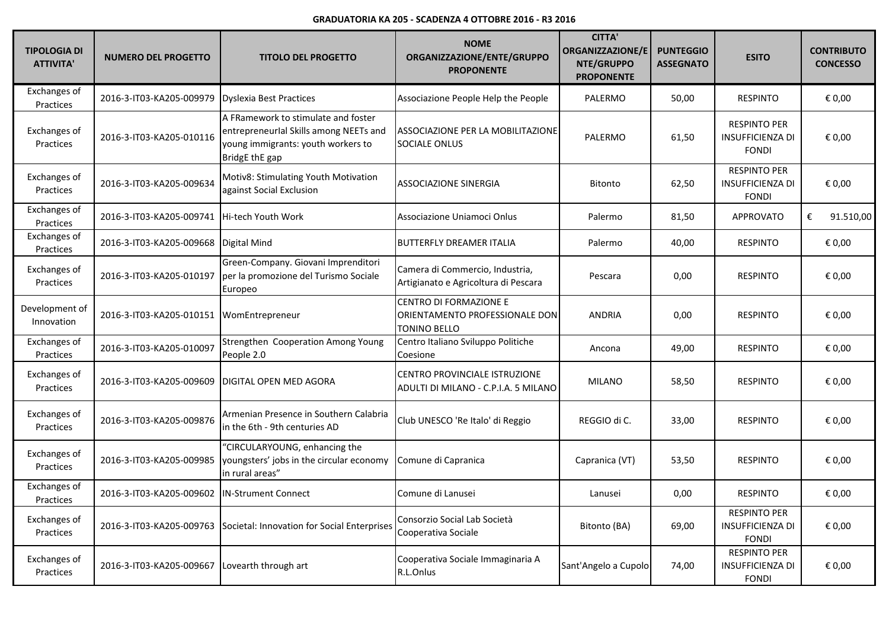**GRADUATORIA KA 205 - SCADENZA 4 OTTOBRE 2016 - R3 2016**

| TIPOLOGIA DI ATTIVITA' | NUMERO DEL PROGETTO | TITOLO DEL PROGETTO | NOME ORGANIZZAZIONE/ENTE/GRUPPO PROPONENTE | CITTA' ORGANIZZAZIONE/ENTE/GRUPPO PROPONENTE | PUNTEGGIO ASSEGNATO | ESITO | CONTRIBUTO CONCESSO |
|---|---|---|---|---|---|---|---|
| Exchanges of Practices | 2016-3-IT03-KA205-009979 | Dyslexia Best Practices | Associazione People Help the People | PALERMO | 50,00 | RESPINTO | € 0,00 |
| Exchanges of Practices | 2016-3-IT03-KA205-010116 | A FRamework to stimulate and foster entrepreneurIal Skills among NEETs and young immigrants: youth workers to BridgE thE gap | ASSOCIAZIONE PER LA MOBILITAZIONE SOCIALE ONLUS | PALERMO | 61,50 | RESPINTO PER INSUFFICIENZA DI FONDI | € 0,00 |
| Exchanges of Practices | 2016-3-IT03-KA205-009634 | Motiv8: Stimulating Youth Motivation against Social Exclusion | ASSOCIAZIONE SINERGIA | Bitonto | 62,50 | RESPINTO PER INSUFFICIENZA DI FONDI | € 0,00 |
| Exchanges of Practices | 2016-3-IT03-KA205-009741 | Hi-tech Youth Work | Associazione Uniamoci Onlus | Palermo | 81,50 | APPROVATO | € 91.510,00 |
| Exchanges of Practices | 2016-3-IT03-KA205-009668 | Digital Mind | BUTTERFLY DREAMER ITALIA | Palermo | 40,00 | RESPINTO | € 0,00 |
| Exchanges of Practices | 2016-3-IT03-KA205-010197 | Green-Company. Giovani Imprenditori per la promozione del Turismo Sociale Europeo | Camera di Commercio, Industria, Artigianato e Agricoltura di Pescara | Pescara | 0,00 | RESPINTO | € 0,00 |
| Development of Innovation | 2016-3-IT03-KA205-010151 | WomEntrepreneur | CENTRO DI FORMAZIONE E ORIENTAMENTO PROFESSIONALE DON TONINO BELLO | ANDRIA | 0,00 | RESPINTO | € 0,00 |
| Exchanges of Practices | 2016-3-IT03-KA205-010097 | Strengthen Cooperation Among Young People 2.0 | Centro Italiano Sviluppo Politiche Coesione | Ancona | 49,00 | RESPINTO | € 0,00 |
| Exchanges of Practices | 2016-3-IT03-KA205-009609 | DIGITAL OPEN MED AGORA | CENTRO PROVINCIALE ISTRUZIONE ADULTI DI MILANO - C.P.I.A. 5 MILANO | MILANO | 58,50 | RESPINTO | € 0,00 |
| Exchanges of Practices | 2016-3-IT03-KA205-009876 | Armenian Presence in Southern Calabria in the 6th - 9th centuries AD | Club UNESCO 'Re Italo' di Reggio | REGGIO di C. | 33,00 | RESPINTO | € 0,00 |
| Exchanges of Practices | 2016-3-IT03-KA205-009985 | "CIRCULARYOUNG, enhancing the youngsters' jobs in the circular economy in rural areas" | Comune di Capranica | Capranica (VT) | 53,50 | RESPINTO | € 0,00 |
| Exchanges of Practices | 2016-3-IT03-KA205-009602 | IN-Strument Connect | Comune di Lanusei | Lanusei | 0,00 | RESPINTO | € 0,00 |
| Exchanges of Practices | 2016-3-IT03-KA205-009763 | Societal: Innovation for Social Enterprises | Consorzio Social Lab Società Cooperativa Sociale | Bitonto (BA) | 69,00 | RESPINTO PER INSUFFICIENZA DI FONDI | € 0,00 |
| Exchanges of Practices | 2016-3-IT03-KA205-009667 | Lovearth through art | Cooperativa Sociale Immaginaria A R.L.Onlus | Sant'Angelo a Cupolo | 74,00 | RESPINTO PER INSUFFICIENZA DI FONDI | € 0,00 |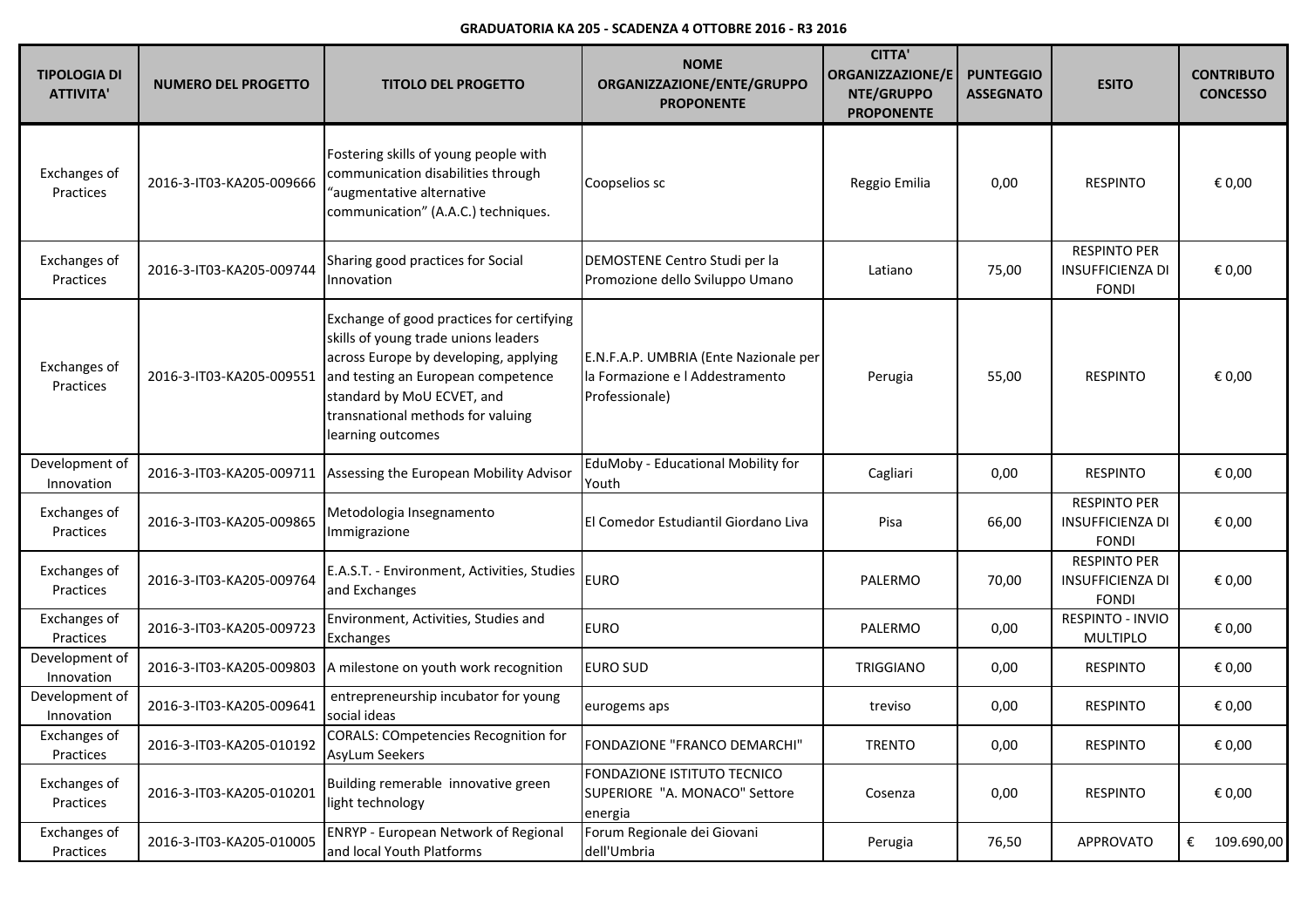**GRADUATORIA KA 205 - SCADENZA 4 OTTOBRE 2016 - R3 2016**

| TIPOLOGIA DI ATTIVITA' | NUMERO DEL PROGETTO | TITOLO DEL PROGETTO | NOME ORGANIZZAZIONE/ENTE/GRUPPO PROPONENTE | CITTA' ORGANIZZAZIONE/ENTE/GRUPPO PROPONENTE | PUNTEGGIO ASSEGNATO | ESITO | CONTRIBUTO CONCESSO |
|---|---|---|---|---|---|---|---|
| Exchanges of Practices | 2016-3-IT03-KA205-009666 | Fostering skills of young people with communication disabilities through "augmentative alternative communication" (A.A.C.) techniques. | Coopselios sc | Reggio Emilia | 0,00 | RESPINTO | € 0,00 |
| Exchanges of Practices | 2016-3-IT03-KA205-009744 | Sharing good practices for Social Innovation | DEMOSTENE Centro Studi per la Promozione dello Sviluppo Umano | Latiano | 75,00 | RESPINTO PER INSUFFICIENZA DI FONDI | € 0,00 |
| Exchanges of Practices | 2016-3-IT03-KA205-009551 | Exchange of good practices for certifying skills of young trade unions leaders across Europe by developing, applying and testing an European competence standard by MoU ECVET, and transnational methods for valuing learning outcomes | E.N.F.A.P. UMBRIA (Ente Nazionale per la Formazione e l Addestramento Professionale) | Perugia | 55,00 | RESPINTO | € 0,00 |
| Development of Innovation | 2016-3-IT03-KA205-009711 | Assessing the European Mobility Advisor | EduMoby - Educational Mobility for Youth | Cagliari | 0,00 | RESPINTO | € 0,00 |
| Exchanges of Practices | 2016-3-IT03-KA205-009865 | Metodologia Insegnamento Immigrazione | El Comedor Estudiantil Giordano Liva | Pisa | 66,00 | RESPINTO PER INSUFFICIENZA DI FONDI | € 0,00 |
| Exchanges of Practices | 2016-3-IT03-KA205-009764 | E.A.S.T. - Environment, Activities, Studies and Exchanges | EURO | PALERMO | 70,00 | RESPINTO PER INSUFFICIENZA DI FONDI | € 0,00 |
| Exchanges of Practices | 2016-3-IT03-KA205-009723 | Environment, Activities, Studies and Exchanges | EURO | PALERMO | 0,00 | RESPINTO - INVIO MULTIPLO | € 0,00 |
| Development of Innovation | 2016-3-IT03-KA205-009803 | A milestone on youth work recognition | EURO SUD | TRIGGIANO | 0,00 | RESPINTO | € 0,00 |
| Development of Innovation | 2016-3-IT03-KA205-009641 | entrepreneurship incubator for young social ideas | eurogems aps | treviso | 0,00 | RESPINTO | € 0,00 |
| Exchanges of Practices | 2016-3-IT03-KA205-010192 | CORALS: COmpetencies Recognition for AsyLum Seekers | FONDAZIONE "FRANCO DEMARCHI" | TRENTO | 0,00 | RESPINTO | € 0,00 |
| Exchanges of Practices | 2016-3-IT03-KA205-010201 | Building remerable innovative green light technology | FONDAZIONE ISTITUTO TECNICO SUPERIORE "A. MONACO" Settore energia | Cosenza | 0,00 | RESPINTO | € 0,00 |
| Exchanges of Practices | 2016-3-IT03-KA205-010005 | ENRYP - European Network of Regional and local Youth Platforms | Forum Regionale dei Giovani dell'Umbria | Perugia | 76,50 | APPROVATO | € 109.690,00 |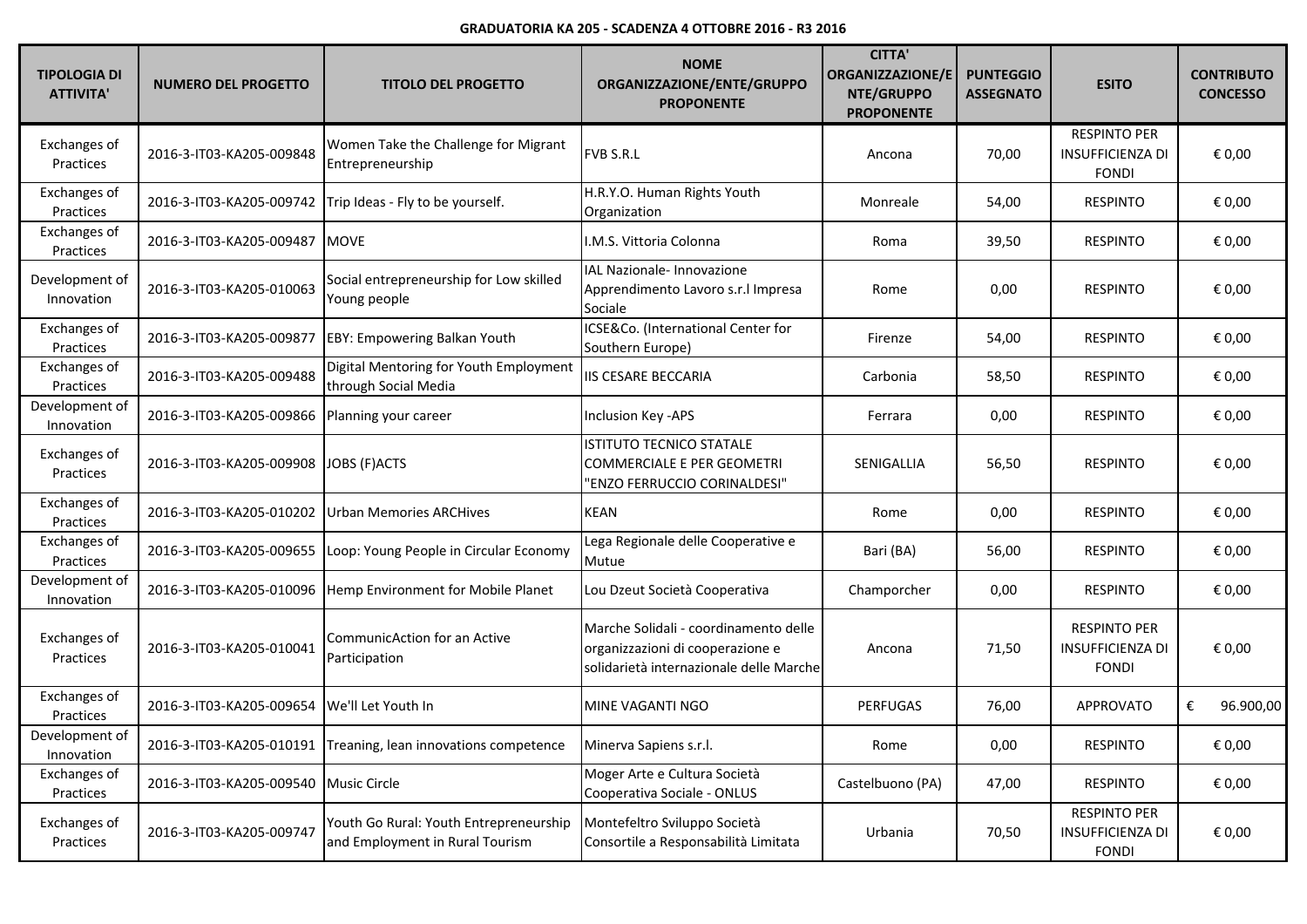**GRADUATORIA KA 205 - SCADENZA 4 OTTOBRE 2016 - R3 2016**

| TIPOLOGIA DI ATTIVITA' | NUMERO DEL PROGETTO | TITOLO DEL PROGETTO | NOME ORGANIZZAZIONE/ENTE/GRUPPO PROPONENTE | CITTA' ORGANIZZAZIONE/ENTE/GRUPPO PROPONENTE | PUNTEGGIO ASSEGNATO | ESITO | CONTRIBUTO CONCESSO |
|---|---|---|---|---|---|---|---|
| Exchanges of Practices | 2016-3-IT03-KA205-009848 | Women Take the Challenge for Migrant Entrepreneurship | FVB S.R.L | Ancona | 70,00 | RESPINTO PER INSUFFICIENZA DI FONDI | € 0,00 |
| Exchanges of Practices | 2016-3-IT03-KA205-009742 | Trip Ideas - Fly to be yourself. | H.R.Y.O. Human Rights Youth Organization | Monreale | 54,00 | RESPINTO | € 0,00 |
| Exchanges of Practices | 2016-3-IT03-KA205-009487 | MOVE | I.M.S. Vittoria Colonna | Roma | 39,50 | RESPINTO | € 0,00 |
| Development of Innovation | 2016-3-IT03-KA205-010063 | Social entrepreneurship for Low skilled Young people | IAL Nazionale- Innovazione Apprendimento Lavoro s.r.l Impresa Sociale | Rome | 0,00 | RESPINTO | € 0,00 |
| Exchanges of Practices | 2016-3-IT03-KA205-009877 | EBY: Empowering Balkan Youth | ICSE&Co. (International Center for Southern Europe) | Firenze | 54,00 | RESPINTO | € 0,00 |
| Exchanges of Practices | 2016-3-IT03-KA205-009488 | Digital Mentoring for Youth Employment through Social Media | IIS CESARE BECCARIA | Carbonia | 58,50 | RESPINTO | € 0,00 |
| Development of Innovation | 2016-3-IT03-KA205-009866 | Planning your career | Inclusion Key -APS | Ferrara | 0,00 | RESPINTO | € 0,00 |
| Exchanges of Practices | 2016-3-IT03-KA205-009908 | JOBS (F)ACTS | ISTITUTO TECNICO STATALE COMMERCIALE E PER GEOMETRI "ENZO FERRUCCIO CORINALDESI" | SENIGALLIA | 56,50 | RESPINTO | € 0,00 |
| Exchanges of Practices | 2016-3-IT03-KA205-010202 | Urban Memories ARCHives | KEAN | Rome | 0,00 | RESPINTO | € 0,00 |
| Exchanges of Practices | 2016-3-IT03-KA205-009655 | Loop: Young People in Circular Economy | Lega Regionale delle Cooperative e Mutue | Bari (BA) | 56,00 | RESPINTO | € 0,00 |
| Development of Innovation | 2016-3-IT03-KA205-010096 | Hemp Environment for Mobile Planet | Lou Dzeut Società Cooperativa | Champorcher | 0,00 | RESPINTO | € 0,00 |
| Exchanges of Practices | 2016-3-IT03-KA205-010041 | CommunicAction for an Active Participation | Marche Solidali - coordinamento delle organizzazioni di cooperazione e solidarietà internazionale delle Marche | Ancona | 71,50 | RESPINTO PER INSUFFICIENZA DI FONDI | € 0,00 |
| Exchanges of Practices | 2016-3-IT03-KA205-009654 | We'll Let Youth In | MINE VAGANTI NGO | PERFUGAS | 76,00 | APPROVATO | € 96.900,00 |
| Development of Innovation | 2016-3-IT03-KA205-010191 | Treaning, lean innovations competence | Minerva Sapiens s.r.l. | Rome | 0,00 | RESPINTO | € 0,00 |
| Exchanges of Practices | 2016-3-IT03-KA205-009540 | Music Circle | Moger Arte e Cultura Società Cooperativa Sociale - ONLUS | Castelbuono (PA) | 47,00 | RESPINTO | € 0,00 |
| Exchanges of Practices | 2016-3-IT03-KA205-009747 | Youth Go Rural: Youth Entrepreneurship and Employment in Rural Tourism | Montefeltro Sviluppo Società Consortile a Responsabilità Limitata | Urbania | 70,50 | RESPINTO PER INSUFFICIENZA DI FONDI | € 0,00 |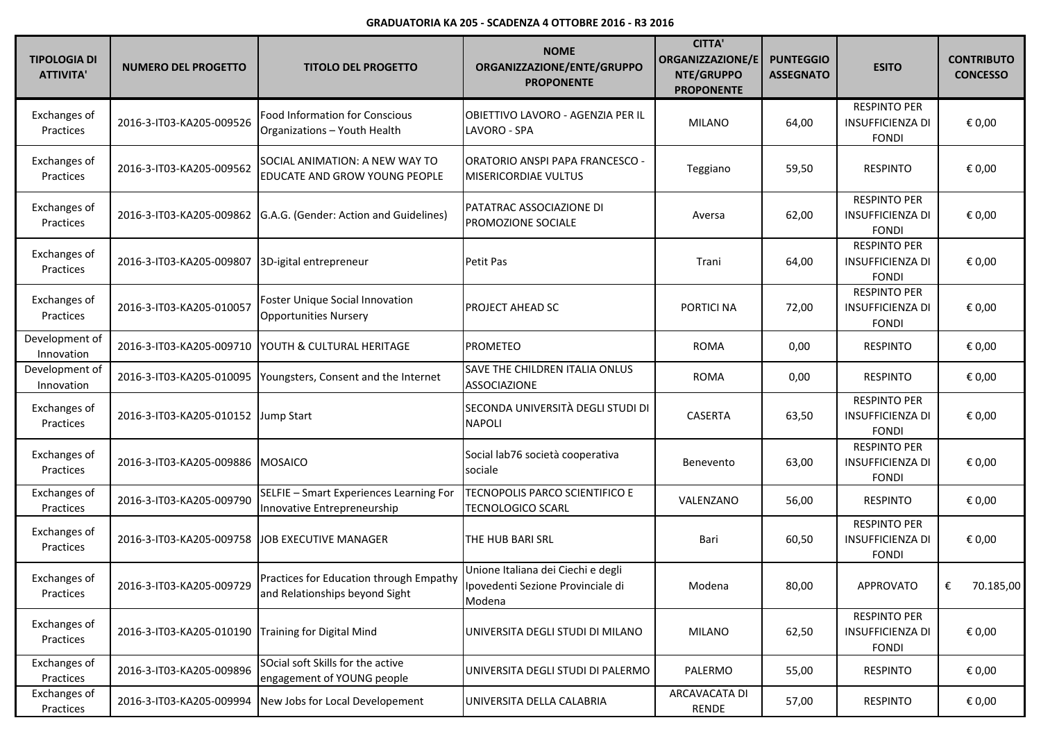**GRADUATORIA KA 205 - SCADENZA 4 OTTOBRE 2016 - R3 2016**

| TIPOLOGIA DI ATTIVITA' | NUMERO DEL PROGETTO | TITOLO DEL PROGETTO | NOME ORGANIZZAZIONE/ENTE/GRUPPO PROPONENTE | CITTA' ORGANIZZAZIONE/ENTE/GRUPPO PROPONENTE | PUNTEGGIO ASSEGNATO | ESITO | CONTRIBUTO CONCESSO |
|---|---|---|---|---|---|---|---|
| Exchanges of Practices | 2016-3-IT03-KA205-009526 | Food Information for Conscious Organizations – Youth Health | OBIETTIVO LAVORO - AGENZIA PER IL LAVORO - SPA | MILANO | 64,00 | RESPINTO PER INSUFFICIENZA DI FONDI | € 0,00 |
| Exchanges of Practices | 2016-3-IT03-KA205-009562 | SOCIAL ANIMATION: A NEW WAY TO EDUCATE AND GROW YOUNG PEOPLE | ORATORIO ANSPI PAPA FRANCESCO - MISERICORDIAE VULTUS | Teggiano | 59,50 | RESPINTO | € 0,00 |
| Exchanges of Practices | 2016-3-IT03-KA205-009862 | G.A.G. (Gender: Action and Guidelines) | PATATRAC ASSOCIAZIONE DI PROMOZIONE SOCIALE | Aversa | 62,00 | RESPINTO PER INSUFFICIENZA DI FONDI | € 0,00 |
| Exchanges of Practices | 2016-3-IT03-KA205-009807 | 3D-igital entrepreneur | Petit Pas | Trani | 64,00 | RESPINTO PER INSUFFICIENZA DI FONDI | € 0,00 |
| Exchanges of Practices | 2016-3-IT03-KA205-010057 | Foster Unique Social Innovation Opportunities Nursery | PROJECT AHEAD SC | PORTICI NA | 72,00 | RESPINTO PER INSUFFICIENZA DI FONDI | € 0,00 |
| Development of Innovation | 2016-3-IT03-KA205-009710 | YOUTH & CULTURAL HERITAGE | PROMETEO | ROMA | 0,00 | RESPINTO | € 0,00 |
| Development of Innovation | 2016-3-IT03-KA205-010095 | Youngsters, Consent and the Internet | SAVE THE CHILDREN ITALIA ONLUS ASSOCIAZIONE | ROMA | 0,00 | RESPINTO | € 0,00 |
| Exchanges of Practices | 2016-3-IT03-KA205-010152 | Jump Start | SECONDA UNIVERSITÀ DEGLI STUDI DI NAPOLI | CASERTA | 63,50 | RESPINTO PER INSUFFICIENZA DI FONDI | € 0,00 |
| Exchanges of Practices | 2016-3-IT03-KA205-009886 | MOSAICO | Social lab76 società cooperativa sociale | Benevento | 63,00 | RESPINTO PER INSUFFICIENZA DI FONDI | € 0,00 |
| Exchanges of Practices | 2016-3-IT03-KA205-009790 | SELFIE – Smart Experiences Learning For Innovative Entrepreneurship | TECNOPOLIS PARCO SCIENTIFICO E TECNOLOGICO SCARL | VALENZANO | 56,00 | RESPINTO | € 0,00 |
| Exchanges of Practices | 2016-3-IT03-KA205-009758 | JOB EXECUTIVE MANAGER | THE HUB BARI SRL | Bari | 60,50 | RESPINTO PER INSUFFICIENZA DI FONDI | € 0,00 |
| Exchanges of Practices | 2016-3-IT03-KA205-009729 | Practices for Education through Empathy and Relationships beyond Sight | Unione Italiana dei Ciechi e degli Ipovedenti Sezione Provinciale di Modena | Modena | 80,00 | APPROVATO | € 70.185,00 |
| Exchanges of Practices | 2016-3-IT03-KA205-010190 | Training for Digital Mind | UNIVERSITA DEGLI STUDI DI MILANO | MILANO | 62,50 | RESPINTO PER INSUFFICIENZA DI FONDI | € 0,00 |
| Exchanges of Practices | 2016-3-IT03-KA205-009896 | SOcial soft Skills for the active engagement of YOUNG people | UNIVERSITA DEGLI STUDI DI PALERMO | PALERMO | 55,00 | RESPINTO | € 0,00 |
| Exchanges of Practices | 2016-3-IT03-KA205-009994 | New Jobs for Local Developement | UNIVERSITA DELLA CALABRIA | ARCAVACATA DI RENDE | 57,00 | RESPINTO | € 0,00 |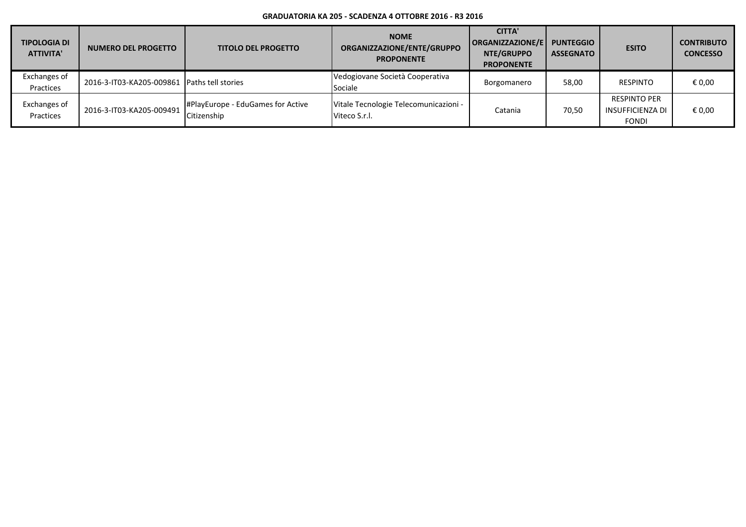**GRADUATORIA KA 205 - SCADENZA 4 OTTOBRE 2016 - R3 2016**

| TIPOLOGIA DI ATTIVITA' | NUMERO DEL PROGETTO | TITOLO DEL PROGETTO | NOME ORGANIZZAZIONE/ENTE/GRUPPO PROPONENTE | CITTA' ORGANIZZAZIONE/ENTE/GRUPPO PROPONENTE | PUNTEGGIO ASSEGNATO | ESITO | CONTRIBUTO CONCESSO |
|---|---|---|---|---|---|---|---|
| Exchanges of Practices | 2016-3-IT03-KA205-009861 | Paths tell stories | Vedogiovane Società Cooperativa Sociale | Borgomanero | 58,00 | RESPINTO | € 0,00 |
| Exchanges of Practices | 2016-3-IT03-KA205-009491 | #PlayEurope - EduGames for Active Citizenship | Vitale Tecnologie Telecomunicazioni - Viteco S.r.l. | Catania | 70,50 | RESPINTO PER INSUFFICIENZA DI FONDI | € 0,00 |